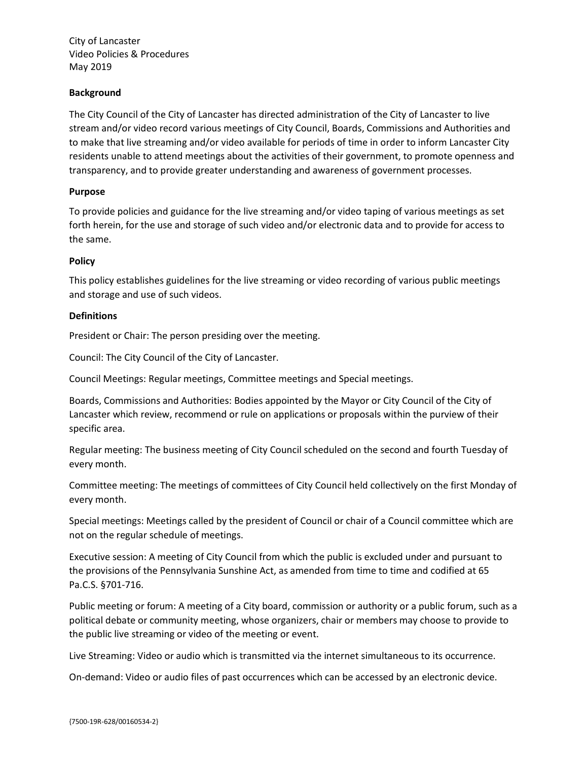City of Lancaster
Video Policies & Procedures
May 2019

**Background**

The City Council of the City of Lancaster has directed administration of the City of Lancaster to live stream and/or video record various meetings of City Council, Boards, Commissions and Authorities and to make that live streaming and/or video available for periods of time in order to inform Lancaster City residents unable to attend meetings about the activities of their government, to promote openness and transparency, and to provide greater understanding and awareness of government processes.

**Purpose**

To provide policies and guidance for the live streaming and/or video taping of various meetings as set forth herein, for the use and storage of such video and/or electronic data and to provide for access to the same.

**Policy**

This policy establishes guidelines for the live streaming or video recording of various public meetings and storage and use of such videos.

**Definitions**

President or Chair: The person presiding over the meeting.

Council: The City Council of the City of Lancaster.

Council Meetings: Regular meetings, Committee meetings and Special meetings.

Boards, Commissions and Authorities: Bodies appointed by the Mayor or City Council of the City of Lancaster which review, recommend or rule on applications or proposals within the purview of their specific area.

Regular meeting: The business meeting of City Council scheduled on the second and fourth Tuesday of every month.

Committee meeting: The meetings of committees of City Council held collectively on the first Monday of every month.

Special meetings: Meetings called by the president of Council or chair of a Council committee which are not on the regular schedule of meetings.

Executive session: A meeting of City Council from which the public is excluded under and pursuant to the provisions of the Pennsylvania Sunshine Act, as amended from time to time and codified at 65 Pa.C.S. §701-716.

Public meeting or forum: A meeting of a City board, commission or authority or a public forum, such as a political debate or community meeting, whose organizers, chair or members may choose to provide to the public live streaming or video of the meeting or event.

Live Streaming: Video or audio which is transmitted via the internet simultaneous to its occurrence.

On-demand: Video or audio files of past occurrences which can be accessed by an electronic device.

{7500-19R-628/00160534-2}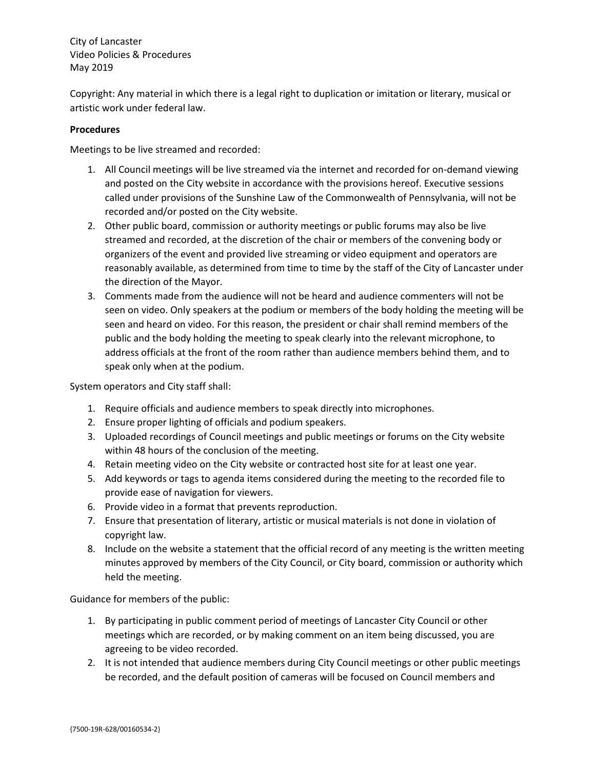City of Lancaster
Video Policies & Procedures
May 2019

Copyright: Any material in which there is a legal right to duplication or imitation or literary, musical or artistic work under federal law.

**Procedures**

Meetings to be live streamed and recorded:

1. All Council meetings will be live streamed via the internet and recorded for on-demand viewing and posted on the City website in accordance with the provisions hereof. Executive sessions called under provisions of the Sunshine Law of the Commonwealth of Pennsylvania, will not be recorded and/or posted on the City website.
2. Other public board, commission or authority meetings or public forums may also be live streamed and recorded, at the discretion of the chair or members of the convening body or organizers of the event and provided live streaming or video equipment and operators are reasonably available, as determined from time to time by the staff of the City of Lancaster under the direction of the Mayor.
3. Comments made from the audience will not be heard and audience commenters will not be seen on video. Only speakers at the podium or members of the body holding the meeting will be seen and heard on video. For this reason, the president or chair shall remind members of the public and the body holding the meeting to speak clearly into the relevant microphone, to address officials at the front of the room rather than audience members behind them, and to speak only when at the podium.

System operators and City staff shall:

1. Require officials and audience members to speak directly into microphones.
2. Ensure proper lighting of officials and podium speakers.
3. Uploaded recordings of Council meetings and public meetings or forums on the City website within 48 hours of the conclusion of the meeting.
4. Retain meeting video on the City website or contracted host site for at least one year.
5. Add keywords or tags to agenda items considered during the meeting to the recorded file to provide ease of navigation for viewers.
6. Provide video in a format that prevents reproduction.
7. Ensure that presentation of literary, artistic or musical materials is not done in violation of copyright law.
8. Include on the website a statement that the official record of any meeting is the written meeting minutes approved by members of the City Council, or City board, commission or authority which held the meeting.

Guidance for members of the public:

1. By participating in public comment period of meetings of Lancaster City Council or other meetings which are recorded, or by making comment on an item being discussed, you are agreeing to be video recorded.
2. It is not intended that audience members during City Council meetings or other public meetings be recorded, and the default position of cameras will be focused on Council members and

{7500-19R-628/00160534-2}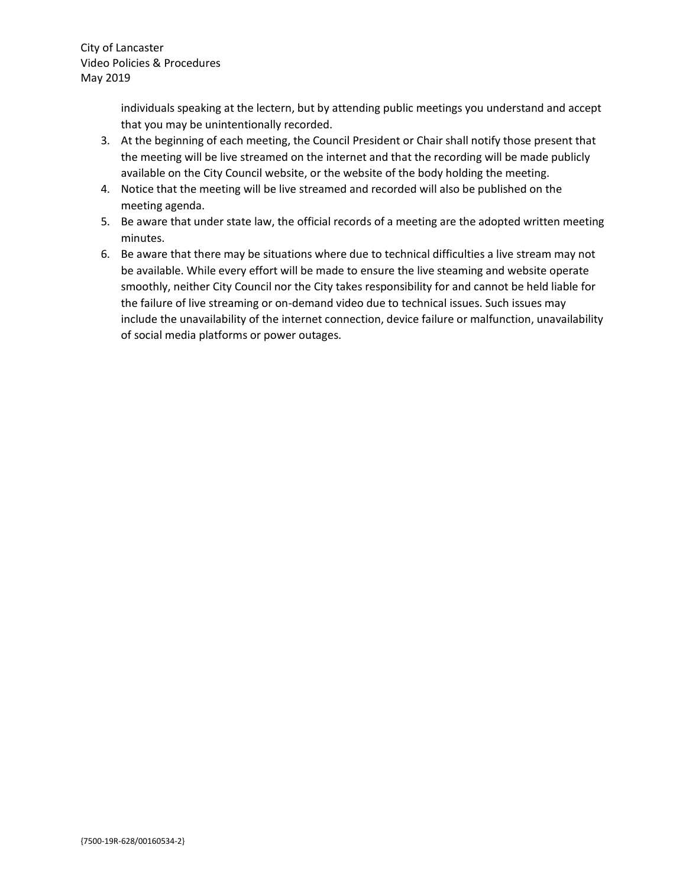individuals speaking at the lectern, but by attending public meetings you understand and accept that you may be unintentionally recorded.

3. At the beginning of each meeting, the Council President or Chair shall notify those present that the meeting will be live streamed on the internet and that the recording will be made publicly available on the City Council website, or the website of the body holding the meeting.
4. Notice that the meeting will be live streamed and recorded will also be published on the meeting agenda.
5. Be aware that under state law, the official records of a meeting are the adopted written meeting minutes.
6. Be aware that there may be situations where due to technical difficulties a live stream may not be available. While every effort will be made to ensure the live steaming and website operate smoothly, neither City Council nor the City takes responsibility for and cannot be held liable for the failure of live streaming or on-demand video due to technical issues. Such issues may include the unavailability of the internet connection, device failure or malfunction, unavailability of social media platforms or power outages.